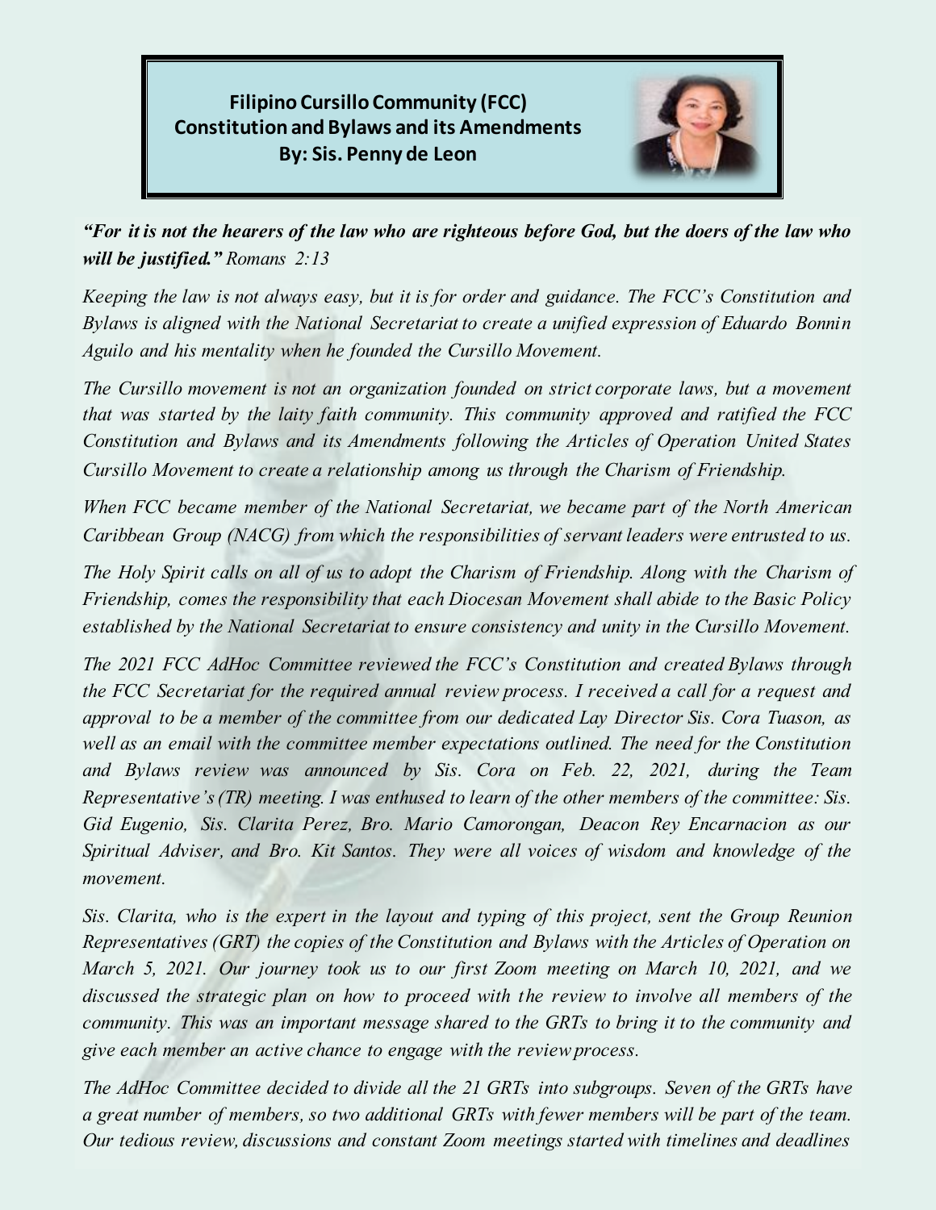# Filipino Cursillo Community (FCC) Constitution and Bylaws and its Amendments

**By: Sis. Penny de Leon**

***"For it is not the hearers of the law who are righteous before God, but the doers of the law who will be justified."*** *Romans 2:13*

*Keeping the law is not always easy, but it is for order and guidance. The FCC's Constitution and Bylaws is aligned with the National Secretariat to create a unified expression of Eduardo Bonnin Aguilo and his mentality when he founded the Cursillo Movement.*

*The Cursillo movement is not an organization founded on strict corporate laws, but a movement that was started by the laity faith community. This community approved and ratified the FCC Constitution and Bylaws and its Amendments following the Articles of Operation United States Cursillo Movement to create a relationship among us through the Charism of Friendship.*

*When FCC became member of the National Secretariat, we became part of the North American Caribbean Group (NACG) from which the responsibilities of servant leaders were entrusted to us.*

*The Holy Spirit calls on all of us to adopt the Charism of Friendship. Along with the Charism of Friendship, comes the responsibility that each Diocesan Movement shall abide to the Basic Policy established by the National Secretariat to ensure consistency and unity in the Cursillo Movement.*

*The 2021 FCC AdHoc Committee reviewed the FCC's Constitution and created Bylaws through the FCC Secretariat for the required annual review process. I received a call for a request and approval to be a member of the committee from our dedicated Lay Director Sis. Cora Tuason, as well as an email with the committee member expectations outlined. The need for the Constitution and Bylaws review was announced by Sis. Cora on Feb. 22, 2021, during the Team Representative's (TR) meeting. I was enthused to learn of the other members of the committee: Sis. Gid Eugenio, Sis. Clarita Perez, Bro. Mario Camorongan, Deacon Rey Encarnacion as our Spiritual Adviser, and Bro. Kit Santos. They were all voices of wisdom and knowledge of the movement.*

*Sis. Clarita, who is the expert in the layout and typing of this project, sent the Group Reunion Representatives (GRT) the copies of the Constitution and Bylaws with the Articles of Operation on March 5, 2021. Our journey took us to our first Zoom meeting on March 10, 2021, and we discussed the strategic plan on how to proceed with the review to involve all members of the community. This was an important message shared to the GRTs to bring it to the community and give each member an active chance to engage with the review process.*

*The AdHoc Committee decided to divide all the 21 GRTs into subgroups. Seven of the GRTs have a great number of members, so two additional GRTs with fewer members will be part of the team. Our tedious review, discussions and constant Zoom meetings started with timelines and deadlines*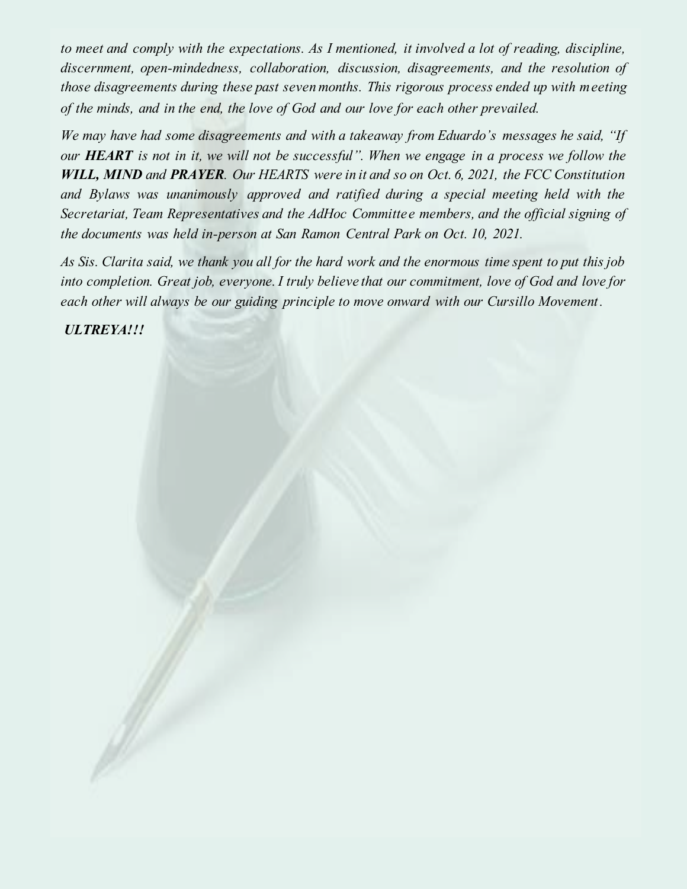*to meet and comply with the expectations. As I mentioned, it involved a lot of reading, discipline, discernment, open-mindedness, collaboration, discussion, disagreements, and the resolution of those disagreements during these past seven months. This rigorous process ended up with meeting of the minds, and in the end, the love of God and our love for each other prevailed.*

*We may have had some disagreements and with a takeaway from Eduardo's messages he said, "If our **HEART** is not in it, we will not be successful". When we engage in a process we follow the **WILL, MIND** and **PRAYER**. Our HEARTS were in it and so on Oct. 6, 2021, the FCC Constitution and Bylaws was unanimously approved and ratified during a special meeting held with the Secretariat, Team Representatives and the AdHoc Committee members, and the official signing of the documents was held in-person at San Ramon Central Park on Oct. 10, 2021.*

*As Sis. Clarita said, we thank you all for the hard work and the enormous time spent to put this job into completion. Great job, everyone. I truly believe that our commitment, love of God and love for each other will always be our guiding principle to move onward with our Cursillo Movement.*

***ULTREYA!!!***